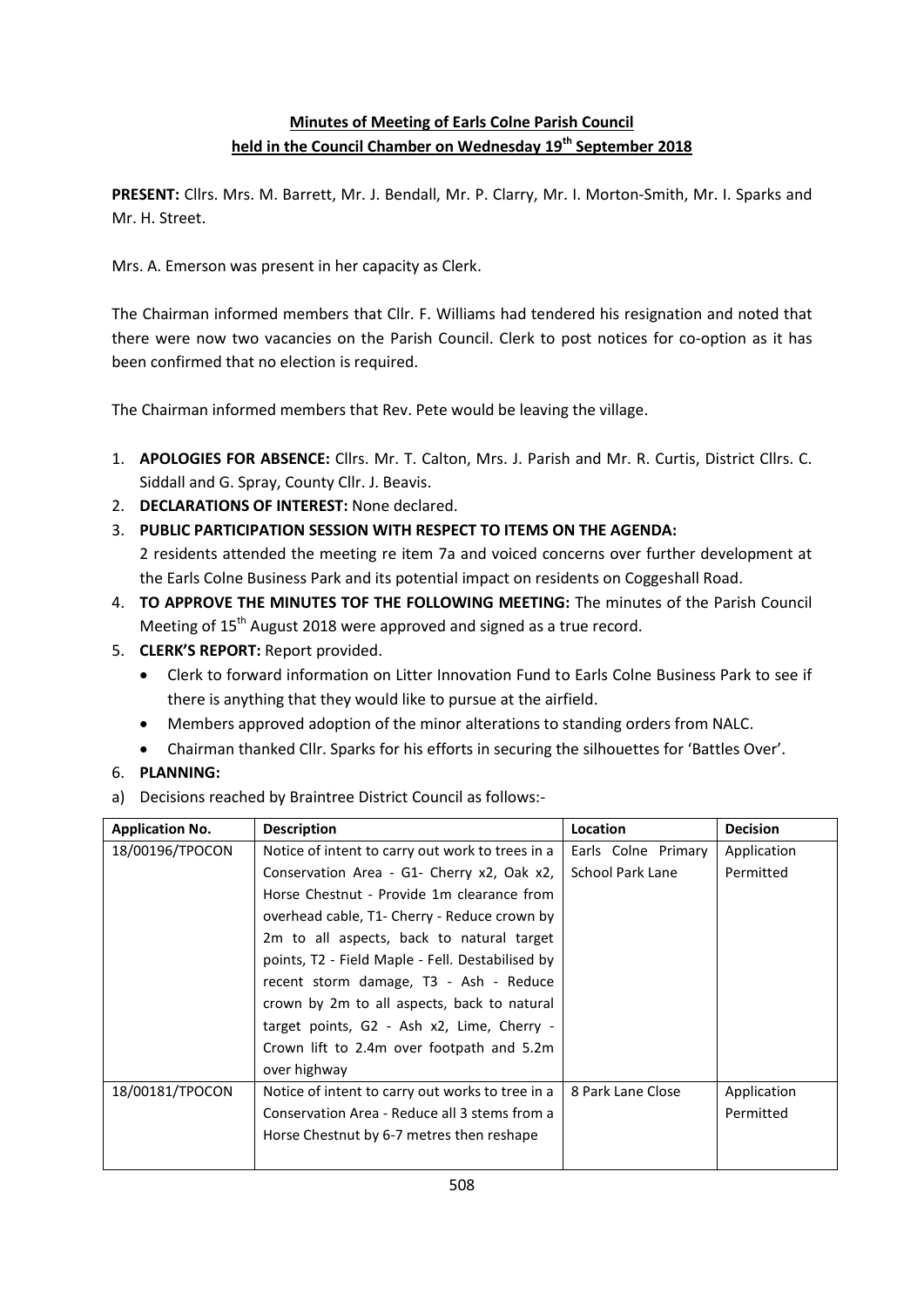# Minutes of Meeting of Earls Colne Parish Council held in the Council Chamber on Wednesday 19th September 2018

**PRESENT:** Cllrs. Mrs. M. Barrett, Mr. J. Bendall, Mr. P. Clarry, Mr. I. Morton-Smith, Mr. I. Sparks and Mr. H. Street.

Mrs. A. Emerson was present in her capacity as Clerk.

The Chairman informed members that Cllr. F. Williams had tendered his resignation and noted that there were now two vacancies on the Parish Council. Clerk to post notices for co-option as it has been confirmed that no election is required.

The Chairman informed members that Rev. Pete would be leaving the village.

1. **APOLOGIES FOR ABSENCE:** Cllrs. Mr. T. Calton, Mrs. J. Parish and Mr. R. Curtis, District Cllrs. C. Siddall and G. Spray, County Cllr. J. Beavis.
2. **DECLARATIONS OF INTEREST:** None declared.
3. **PUBLIC PARTICIPATION SESSION WITH RESPECT TO ITEMS ON THE AGENDA:** 2 residents attended the meeting re item 7a and voiced concerns over further development at the Earls Colne Business Park and its potential impact on residents on Coggeshall Road.
4. **TO APPROVE THE MINUTES TOF THE FOLLOWING MEETING:** The minutes of the Parish Council Meeting of 15th August 2018 were approved and signed as a true record.
5. **CLERK'S REPORT:** Report provided.
   - Clerk to forward information on Litter Innovation Fund to Earls Colne Business Park to see if there is anything that they would like to pursue at the airfield.
   - Members approved adoption of the minor alterations to standing orders from NALC.
   - Chairman thanked Cllr. Sparks for his efforts in securing the silhouettes for 'Battles Over'.
6. **PLANNING:**

a) Decisions reached by Braintree District Council as follows:-

| Application No. | Description | Location | Decision |
|---|---|---|---|
| 18/00196/TPOCON | Notice of intent to carry out work to trees in a Conservation Area - G1- Cherry x2, Oak x2, Horse Chestnut - Provide 1m clearance from overhead cable, T1- Cherry - Reduce crown by 2m to all aspects, back to natural target points, T2 - Field Maple - Fell. Destabilised by recent storm damage, T3 - Ash - Reduce crown by 2m to all aspects, back to natural target points, G2 - Ash x2, Lime, Cherry - Crown lift to 2.4m over footpath and 5.2m over highway | Earls Colne Primary School Park Lane | Application Permitted |
| 18/00181/TPOCON | Notice of intent to carry out works to tree in a Conservation Area - Reduce all 3 stems from a Horse Chestnut by 6-7 metres then reshape | 8 Park Lane Close | Application Permitted |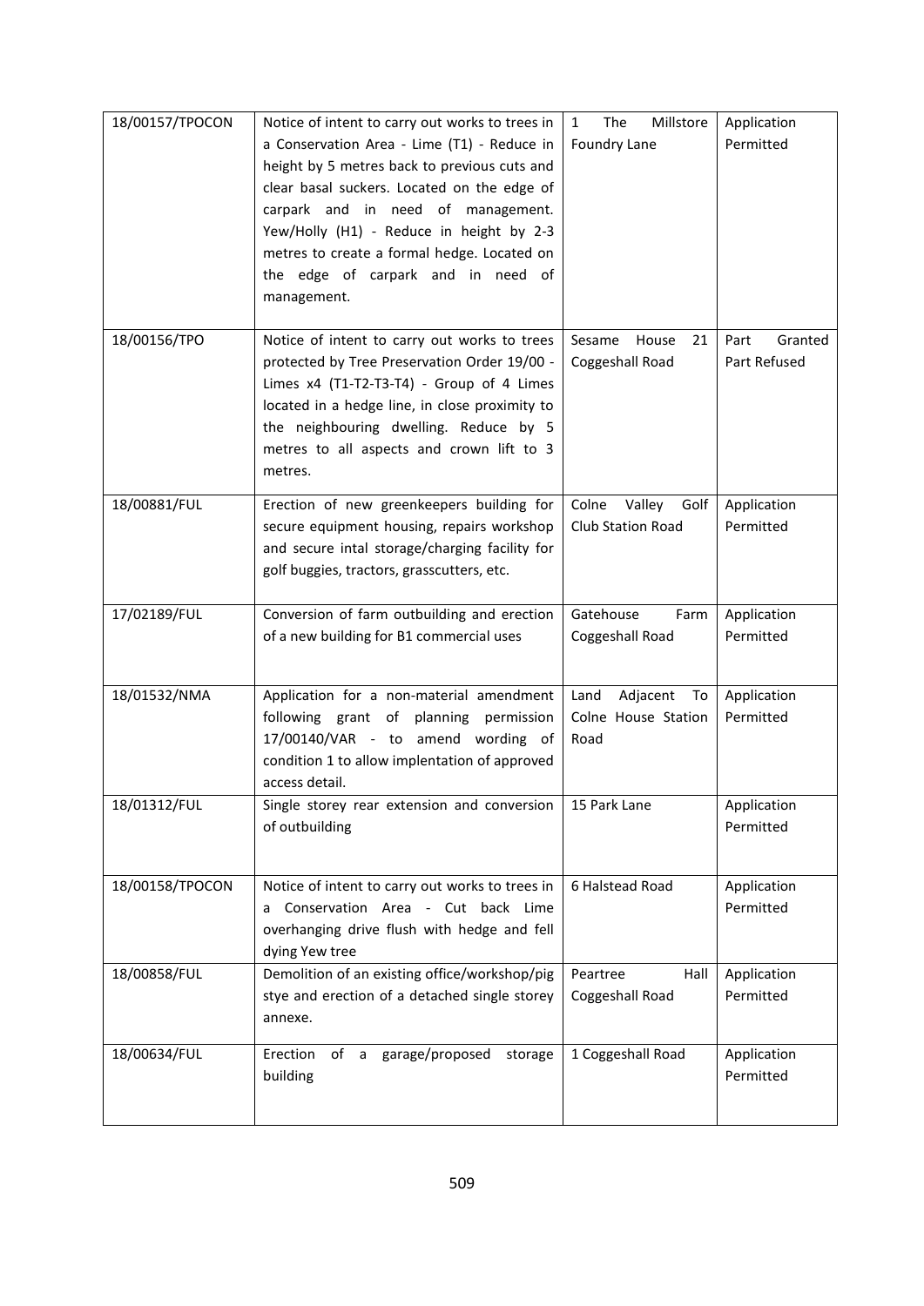| 18/00157/TPOCON | Notice of intent to carry out works to trees in a Conservation Area - Lime (T1) - Reduce in height by 5 metres back to previous cuts and clear basal suckers. Located on the edge of carpark and in need of management. Yew/Holly (H1) - Reduce in height by 2-3 metres to create a formal hedge. Located on the edge of carpark and in need of management. | 1 The Millstore Foundry Lane | Application Permitted |
|---|---|---|---|
| 18/00156/TPO | Notice of intent to carry out works to trees protected by Tree Preservation Order 19/00 - Limes x4 (T1-T2-T3-T4) - Group of 4 Limes located in a hedge line, in close proximity to the neighbouring dwelling. Reduce by 5 metres to all aspects and crown lift to 3 metres. | Sesame House 21 Coggeshall Road | Part Granted Part Refused |
| 18/00881/FUL | Erection of new greenkeepers building for secure equipment housing, repairs workshop and secure intal storage/charging facility for golf buggies, tractors, grasscutters, etc. | Colne Valley Golf Club Station Road | Application Permitted |
| 17/02189/FUL | Conversion of farm outbuilding and erection of a new building for B1 commercial uses | Gatehouse Farm Coggeshall Road | Application Permitted |
| 18/01532/NMA | Application for a non-material amendment following grant of planning permission 17/00140/VAR - to amend wording of condition 1 to allow implentation of approved access detail. | Land Adjacent To Colne House Station Road | Application Permitted |
| 18/01312/FUL | Single storey rear extension and conversion of outbuilding | 15 Park Lane | Application Permitted |
| 18/00158/TPOCON | Notice of intent to carry out works to trees in a Conservation Area - Cut back Lime overhanging drive flush with hedge and fell dying Yew tree | 6 Halstead Road | Application Permitted |
| 18/00858/FUL | Demolition of an existing office/workshop/pig stye and erection of a detached single storey annexe. | Peartree Hall Coggeshall Road | Application Permitted |
| 18/00634/FUL | Erection of a garage/proposed storage building | 1 Coggeshall Road | Application Permitted |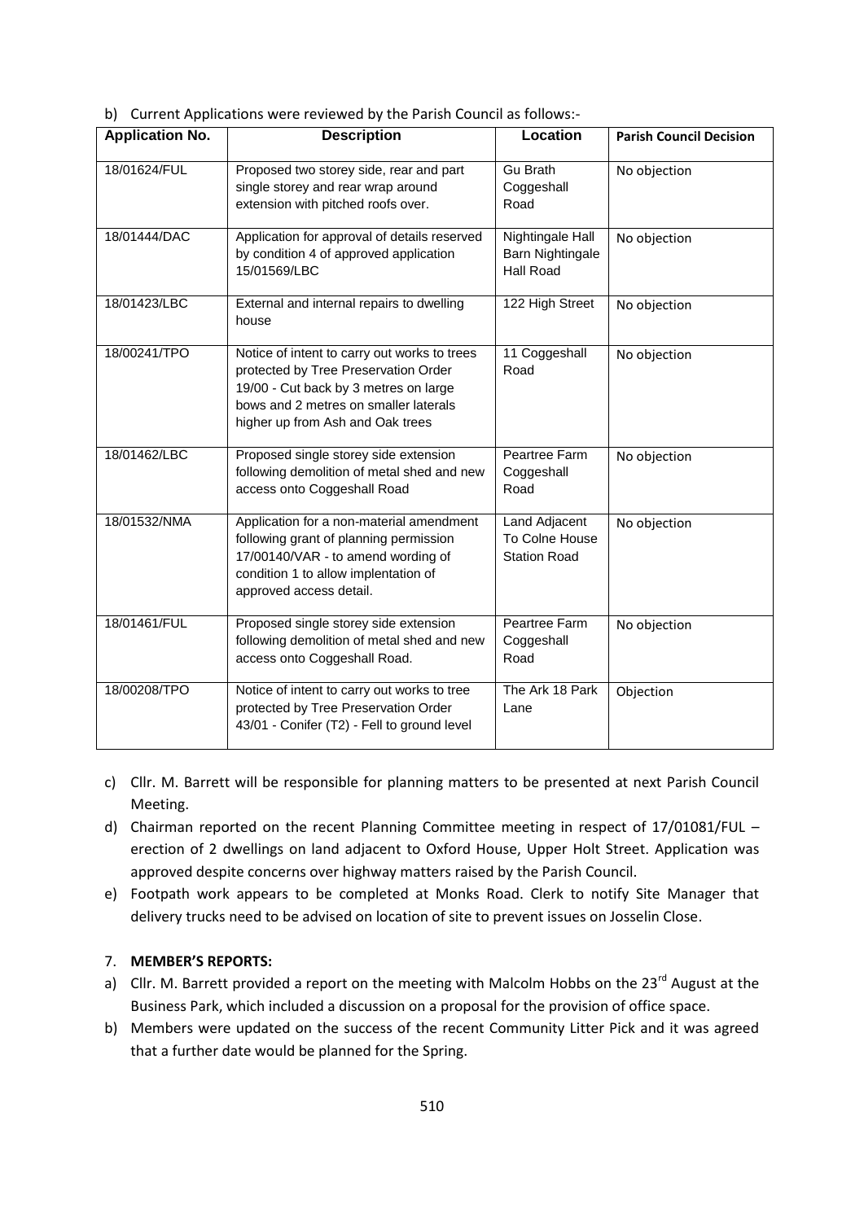b) Current Applications were reviewed by the Parish Council as follows:-

| Application No. | Description | Location | Parish Council Decision |
|---|---|---|---|
| 18/01624/FUL | Proposed two storey side, rear and part single storey and rear wrap around extension with pitched roofs over. | Gu Brath Coggeshall Road | No objection |
| 18/01444/DAC | Application for approval of details reserved by condition 4 of approved application 15/01569/LBC | Nightingale Hall Barn Nightingale Hall Road | No objection |
| 18/01423/LBC | External and internal repairs to dwelling house | 122 High Street | No objection |
| 18/00241/TPO | Notice of intent to carry out works to trees protected by Tree Preservation Order 19/00 - Cut back by 3 metres on large bows and 2 metres on smaller laterals higher up from Ash and Oak trees | 11 Coggeshall Road | No objection |
| 18/01462/LBC | Proposed single storey side extension following demolition of metal shed and new access onto Coggeshall Road | Peartree Farm Coggeshall Road | No objection |
| 18/01532/NMA | Application for a non-material amendment following grant of planning permission 17/00140/VAR - to amend wording of condition 1 to allow implentation of approved access detail. | Land Adjacent To Colne House Station Road | No objection |
| 18/01461/FUL | Proposed single storey side extension following demolition of metal shed and new access onto Coggeshall Road. | Peartree Farm Coggeshall Road | No objection |
| 18/00208/TPO | Notice of intent to carry out works to tree protected by Tree Preservation Order 43/01 - Conifer (T2) - Fell to ground level | The Ark 18 Park Lane | Objection |

c) Cllr. M. Barrett will be responsible for planning matters to be presented at next Parish Council Meeting.

d) Chairman reported on the recent Planning Committee meeting in respect of 17/01081/FUL – erection of 2 dwellings on land adjacent to Oxford House, Upper Holt Street. Application was approved despite concerns over highway matters raised by the Parish Council.

e) Footpath work appears to be completed at Monks Road. Clerk to notify Site Manager that delivery trucks need to be advised on location of site to prevent issues on Josselin Close.

7. **MEMBER'S REPORTS:**

a) Cllr. M. Barrett provided a report on the meeting with Malcolm Hobbs on the 23rd August at the Business Park, which included a discussion on a proposal for the provision of office space.

b) Members were updated on the success of the recent Community Litter Pick and it was agreed that a further date would be planned for the Spring.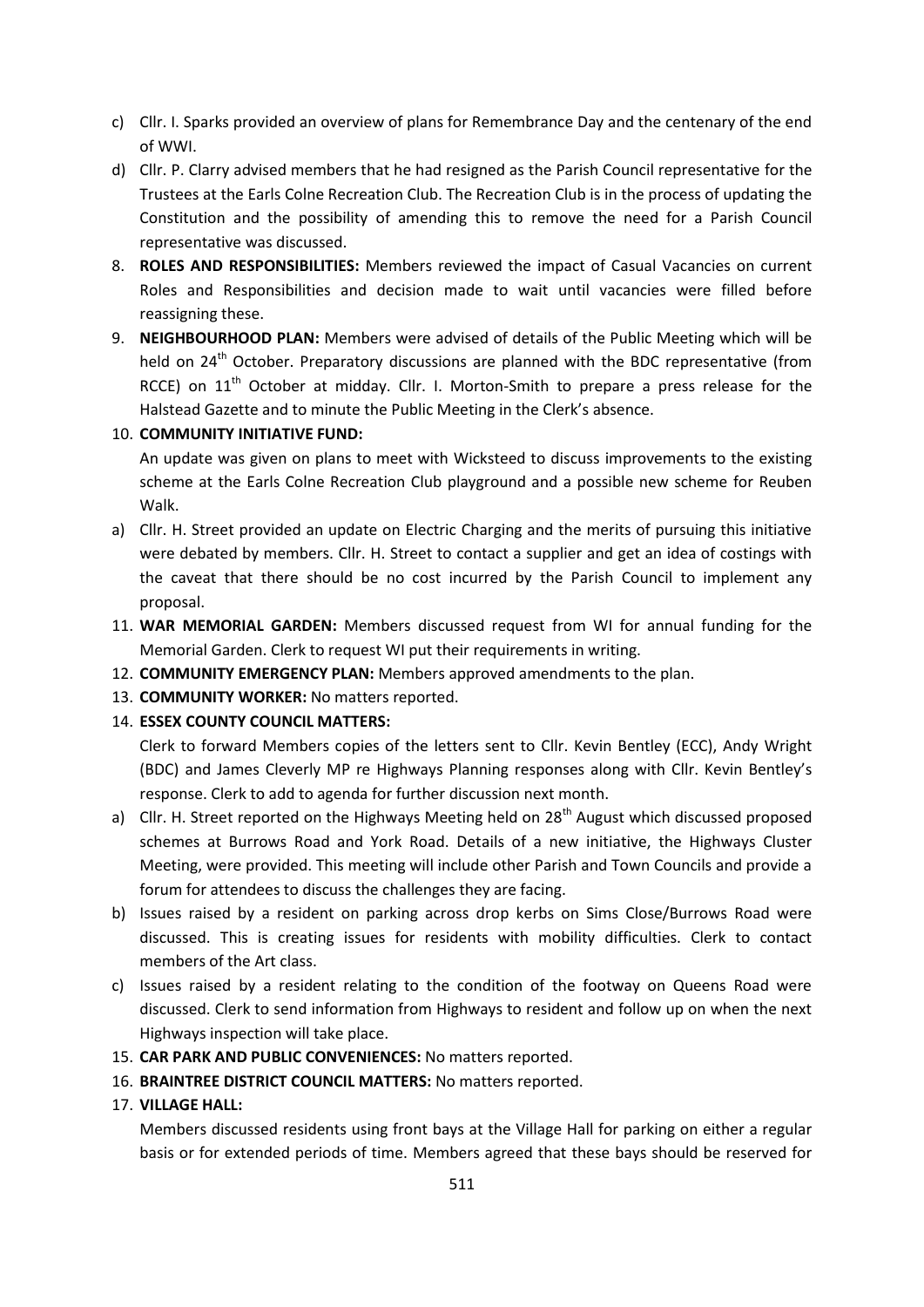c) Cllr. I. Sparks provided an overview of plans for Remembrance Day and the centenary of the end of WWI.

d) Cllr. P. Clarry advised members that he had resigned as the Parish Council representative for the Trustees at the Earls Colne Recreation Club. The Recreation Club is in the process of updating the Constitution and the possibility of amending this to remove the need for a Parish Council representative was discussed.

8. **ROLES AND RESPONSIBILITIES:** Members reviewed the impact of Casual Vacancies on current Roles and Responsibilities and decision made to wait until vacancies were filled before reassigning these.

9. **NEIGHBOURHOOD PLAN:** Members were advised of details of the Public Meeting which will be held on 24th October. Preparatory discussions are planned with the BDC representative (from RCCE) on 11th October at midday. Cllr. I. Morton-Smith to prepare a press release for the Halstead Gazette and to minute the Public Meeting in the Clerk's absence.

10. **COMMUNITY INITIATIVE FUND:**

    An update was given on plans to meet with Wicksteed to discuss improvements to the existing scheme at the Earls Colne Recreation Club playground and a possible new scheme for Reuben Walk.

a) Cllr. H. Street provided an update on Electric Charging and the merits of pursuing this initiative were debated by members. Cllr. H. Street to contact a supplier and get an idea of costings with the caveat that there should be no cost incurred by the Parish Council to implement any proposal.

11. **WAR MEMORIAL GARDEN:** Members discussed request from WI for annual funding for the Memorial Garden. Clerk to request WI put their requirements in writing.

12. **COMMUNITY EMERGENCY PLAN:** Members approved amendments to the plan.

13. **COMMUNITY WORKER:** No matters reported.

14. **ESSEX COUNTY COUNCIL MATTERS:**

    Clerk to forward Members copies of the letters sent to Cllr. Kevin Bentley (ECC), Andy Wright (BDC) and James Cleverly MP re Highways Planning responses along with Cllr. Kevin Bentley's response. Clerk to add to agenda for further discussion next month.

a) Cllr. H. Street reported on the Highways Meeting held on 28th August which discussed proposed schemes at Burrows Road and York Road. Details of a new initiative, the Highways Cluster Meeting, were provided. This meeting will include other Parish and Town Councils and provide a forum for attendees to discuss the challenges they are facing.

b) Issues raised by a resident on parking across drop kerbs on Sims Close/Burrows Road were discussed. This is creating issues for residents with mobility difficulties. Clerk to contact members of the Art class.

c) Issues raised by a resident relating to the condition of the footway on Queens Road were discussed. Clerk to send information from Highways to resident and follow up on when the next Highways inspection will take place.

15. **CAR PARK AND PUBLIC CONVENIENCES:** No matters reported.

16. **BRAINTREE DISTRICT COUNCIL MATTERS:** No matters reported.

17. **VILLAGE HALL:**

    Members discussed residents using front bays at the Village Hall for parking on either a regular basis or for extended periods of time. Members agreed that these bays should be reserved for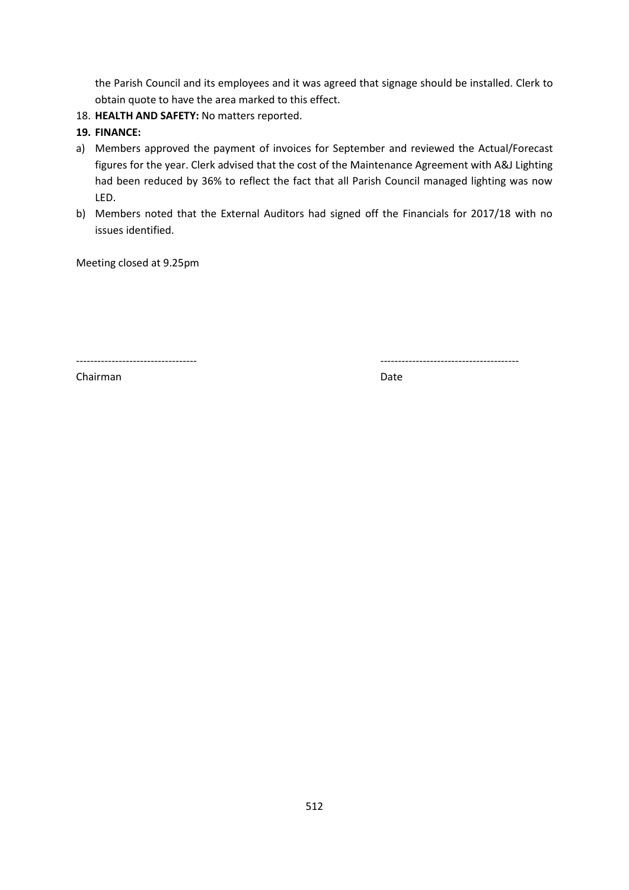the Parish Council and its employees and it was agreed that signage should be installed. Clerk to obtain quote to have the area marked to this effect.

18. **HEALTH AND SAFETY:** No matters reported.
19. **FINANCE:**

a) Members approved the payment of invoices for September and reviewed the Actual/Forecast figures for the year. Clerk advised that the cost of the Maintenance Agreement with A&J Lighting had been reduced by 36% to reflect the fact that all Parish Council managed lighting was now LED.

b) Members noted that the External Auditors had signed off the Financials for 2017/18 with no issues identified.

Meeting closed at 9.25pm

---------------------------------- ---------------------------------------

Chairman Date